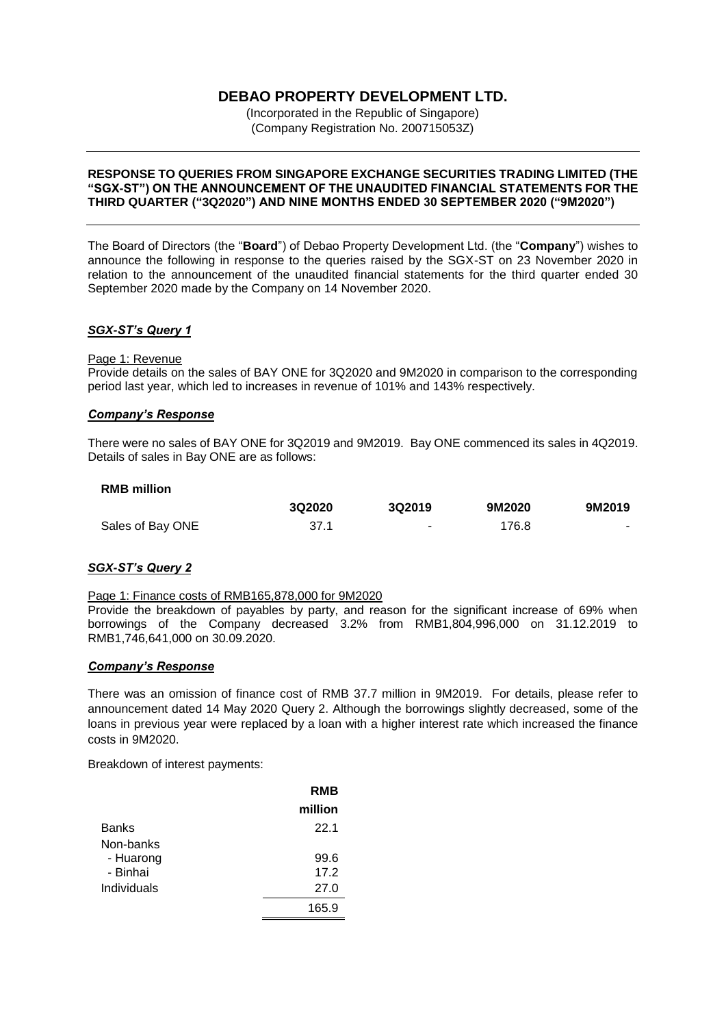# DEBAO PROPERTY DEVELOPMENT LTD.

(Incorporated in the Republic of Singapore)
(Company Registration No. 200715053Z)

---

**RESPONSE TO QUERIES FROM SINGAPORE EXCHANGE SECURITIES TRADING LIMITED (THE "SGX-ST") ON THE ANNOUNCEMENT OF THE UNAUDITED FINANCIAL STATEMENTS FOR THE THIRD QUARTER ("3Q2020") AND NINE MONTHS ENDED 30 SEPTEMBER 2020 ("9M2020")**

---

The Board of Directors (the "**Board**") of Debao Property Development Ltd. (the "**Company**") wishes to announce the following in response to the queries raised by the SGX-ST on 23 November 2020 in relation to the announcement of the unaudited financial statements for the third quarter ended 30 September 2020 made by the Company on 14 November 2020.

***SGX-ST's Query 1***

Page 1: Revenue

Provide details on the sales of BAY ONE for 3Q2020 and 9M2020 in comparison to the corresponding period last year, which led to increases in revenue of 101% and 143% respectively.

***Company's Response***

There were no sales of BAY ONE for 3Q2019 and 9M2019. Bay ONE commenced its sales in 4Q2019. Details of sales in Bay ONE are as follows:

| **RMB million** | **3Q2020** | **3Q2019** | **9M2020** | **9M2019** |
|---|---|---|---|---|
| Sales of Bay ONE | 37.1 | - | 176.8 | - |

***SGX-ST's Query 2***

Page 1: Finance costs of RMB165,878,000 for 9M2020

Provide the breakdown of payables by party, and reason for the significant increase of 69% when borrowings of the Company decreased 3.2% from RMB1,804,996,000 on 31.12.2019 to RMB1,746,641,000 on 30.09.2020.

***Company's Response***

There was an omission of finance cost of RMB 37.7 million in 9M2019. For details, please refer to announcement dated 14 May 2020 Query 2. Although the borrowings slightly decreased, some of the loans in previous year were replaced by a loan with a higher interest rate which increased the finance costs in 9M2020.

Breakdown of interest payments:

| | **RMB million** |
|---|---|
| Banks | 22.1 |
| Non-banks | |
| - Huarong | 99.6 |
| - Binhai | 17.2 |
| Individuals | 27.0 |
| | 165.9 |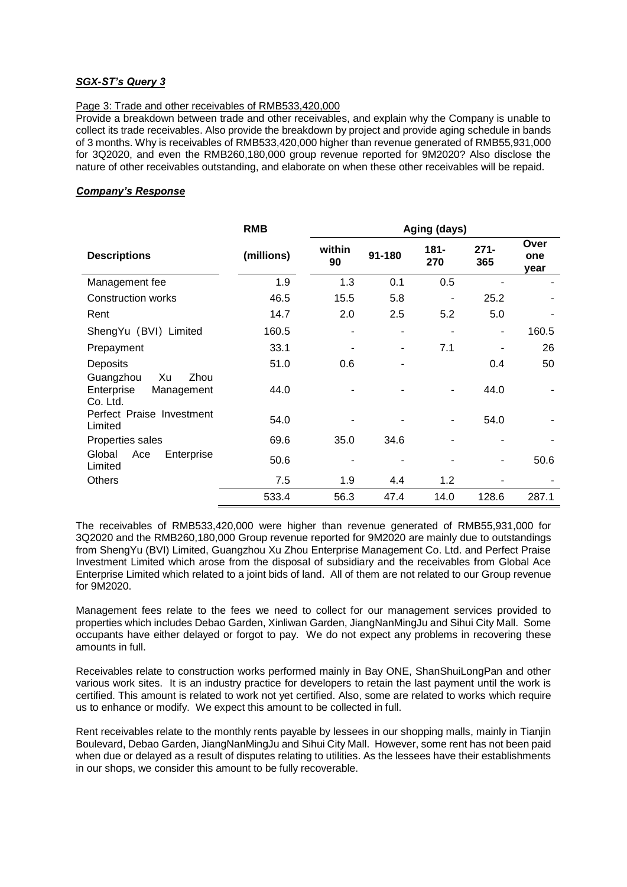***SGX-ST's Query 3***

Page 3: Trade and other receivables of RMB533,420,000

Provide a breakdown between trade and other receivables, and explain why the Company is unable to collect its trade receivables. Also provide the breakdown by project and provide aging schedule in bands of 3 months. Why is receivables of RMB533,420,000 higher than revenue generated of RMB55,931,000 for 3Q2020, and even the RMB260,180,000 group revenue reported for 9M2020? Also disclose the nature of other receivables outstanding, and elaborate on when these other receivables will be repaid.

***Company's Response***

| | RMB | Aging (days) | | | | |
|---|---|---|---|---|---|---|
| **Descriptions** | **(millions)** | **within 90** | **91-180** | **181-270** | **271-365** | **Over one year** |
| Management fee | 1.9 | 1.3 | 0.1 | 0.5 | - | - |
| Construction works | 46.5 | 15.5 | 5.8 | - | 25.2 | - |
| Rent | 14.7 | 2.0 | 2.5 | 5.2 | 5.0 | - |
| ShengYu (BVI) Limited | 160.5 | - | - | - | - | 160.5 |
| Prepayment | 33.1 | - | - | 7.1 | - | 26 |
| Deposits | 51.0 | 0.6 | - | | 0.4 | 50 |
| Guangzhou Xu Zhou Enterprise Management Co. Ltd. | 44.0 | - | - | - | 44.0 | - |
| Perfect Praise Investment Limited | 54.0 | - | - | - | 54.0 | - |
| Properties sales | 69.6 | 35.0 | 34.6 | - | - | - |
| Global Ace Enterprise Limited | 50.6 | - | - | - | - | 50.6 |
| Others | 7.5 | 1.9 | 4.4 | 1.2 | - | - |
| | 533.4 | 56.3 | 47.4 | 14.0 | 128.6 | 287.1 |

The receivables of RMB533,420,000 were higher than revenue generated of RMB55,931,000 for 3Q2020 and the RMB260,180,000 Group revenue reported for 9M2020 are mainly due to outstandings from ShengYu (BVI) Limited, Guangzhou Xu Zhou Enterprise Management Co. Ltd. and Perfect Praise Investment Limited which arose from the disposal of subsidiary and the receivables from Global Ace Enterprise Limited which related to a joint bids of land. All of them are not related to our Group revenue for 9M2020.

Management fees relate to the fees we need to collect for our management services provided to properties which includes Debao Garden, Xinliwan Garden, JiangNanMingJu and Sihui City Mall. Some occupants have either delayed or forgot to pay. We do not expect any problems in recovering these amounts in full.

Receivables relate to construction works performed mainly in Bay ONE, ShanShuiLongPan and other various work sites. It is an industry practice for developers to retain the last payment until the work is certified. This amount is related to work not yet certified. Also, some are related to works which require us to enhance or modify. We expect this amount to be collected in full.

Rent receivables relate to the monthly rents payable by lessees in our shopping malls, mainly in Tianjin Boulevard, Debao Garden, JiangNanMingJu and Sihui City Mall. However, some rent has not been paid when due or delayed as a result of disputes relating to utilities. As the lessees have their establishments in our shops, we consider this amount to be fully recoverable.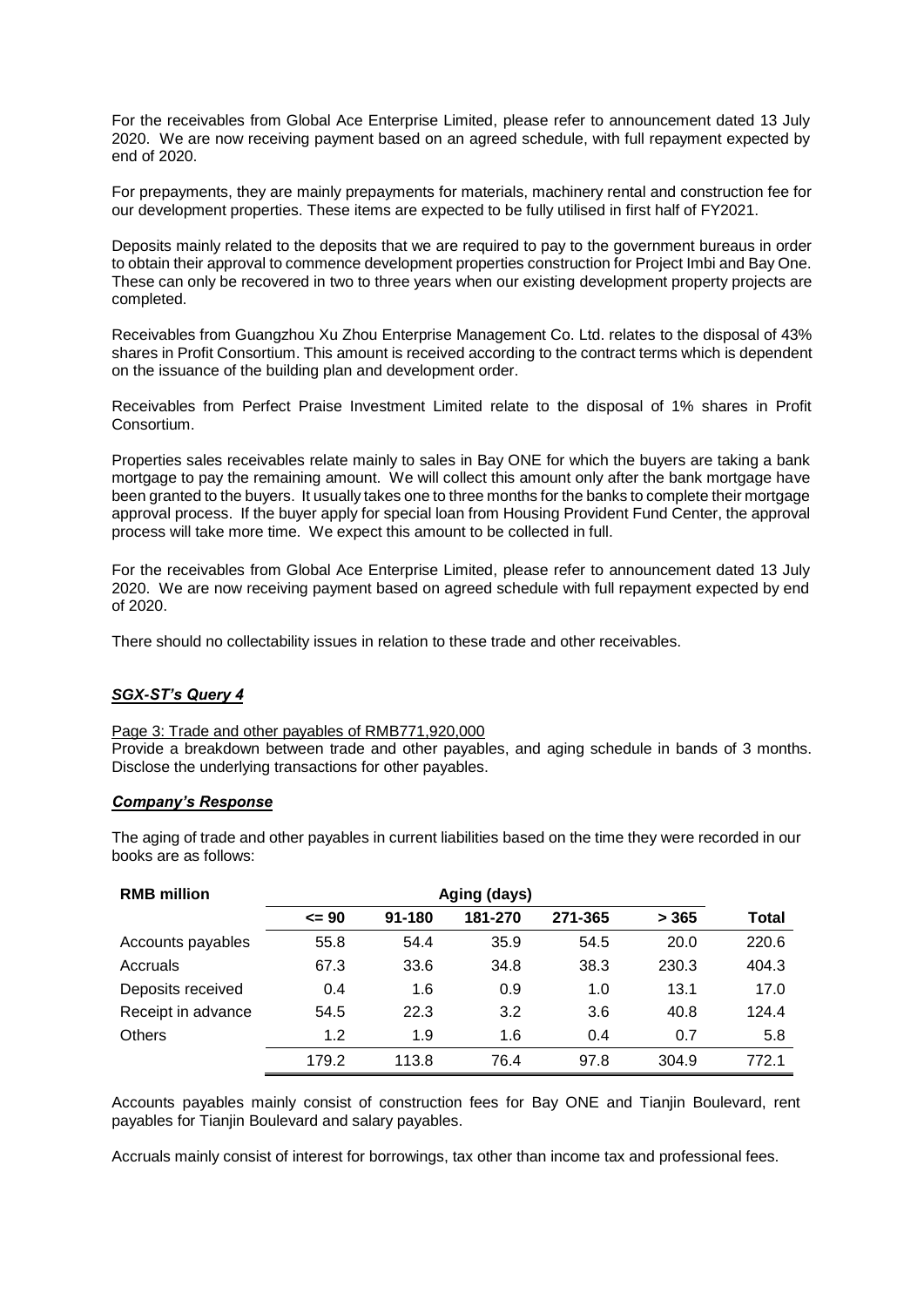For the receivables from Global Ace Enterprise Limited, please refer to announcement dated 13 July 2020. We are now receiving payment based on an agreed schedule, with full repayment expected by end of 2020.

For prepayments, they are mainly prepayments for materials, machinery rental and construction fee for our development properties. These items are expected to be fully utilised in first half of FY2021.

Deposits mainly related to the deposits that we are required to pay to the government bureaus in order to obtain their approval to commence development properties construction for Project Imbi and Bay One. These can only be recovered in two to three years when our existing development property projects are completed.

Receivables from Guangzhou Xu Zhou Enterprise Management Co. Ltd. relates to the disposal of 43% shares in Profit Consortium. This amount is received according to the contract terms which is dependent on the issuance of the building plan and development order.

Receivables from Perfect Praise Investment Limited relate to the disposal of 1% shares in Profit Consortium.

Properties sales receivables relate mainly to sales in Bay ONE for which the buyers are taking a bank mortgage to pay the remaining amount. We will collect this amount only after the bank mortgage have been granted to the buyers. It usually takes one to three months for the banks to complete their mortgage approval process. If the buyer apply for special loan from Housing Provident Fund Center, the approval process will take more time. We expect this amount to be collected in full.

For the receivables from Global Ace Enterprise Limited, please refer to announcement dated 13 July 2020. We are now receiving payment based on agreed schedule with full repayment expected by end of 2020.

There should no collectability issues in relation to these trade and other receivables.

### ***SGX-ST's Query 4***

Page 3: Trade and other payables of RMB771,920,000

Provide a breakdown between trade and other payables, and aging schedule in bands of 3 months. Disclose the underlying transactions for other payables.

### ***Company's Response***

The aging of trade and other payables in current liabilities based on the time they were recorded in our books are as follows:

| **RMB million** | **Aging (days)** | | | | | |
|---|---|---|---|---|---|---|
| | **<= 90** | **91-180** | **181-270** | **271-365** | **> 365** | **Total** |
| Accounts payables | 55.8 | 54.4 | 35.9 | 54.5 | 20.0 | 220.6 |
| Accruals | 67.3 | 33.6 | 34.8 | 38.3 | 230.3 | 404.3 |
| Deposits received | 0.4 | 1.6 | 0.9 | 1.0 | 13.1 | 17.0 |
| Receipt in advance | 54.5 | 22.3 | 3.2 | 3.6 | 40.8 | 124.4 |
| Others | 1.2 | 1.9 | 1.6 | 0.4 | 0.7 | 5.8 |
| | 179.2 | 113.8 | 76.4 | 97.8 | 304.9 | 772.1 |

Accounts payables mainly consist of construction fees for Bay ONE and Tianjin Boulevard, rent payables for Tianjin Boulevard and salary payables.

Accruals mainly consist of interest for borrowings, tax other than income tax and professional fees.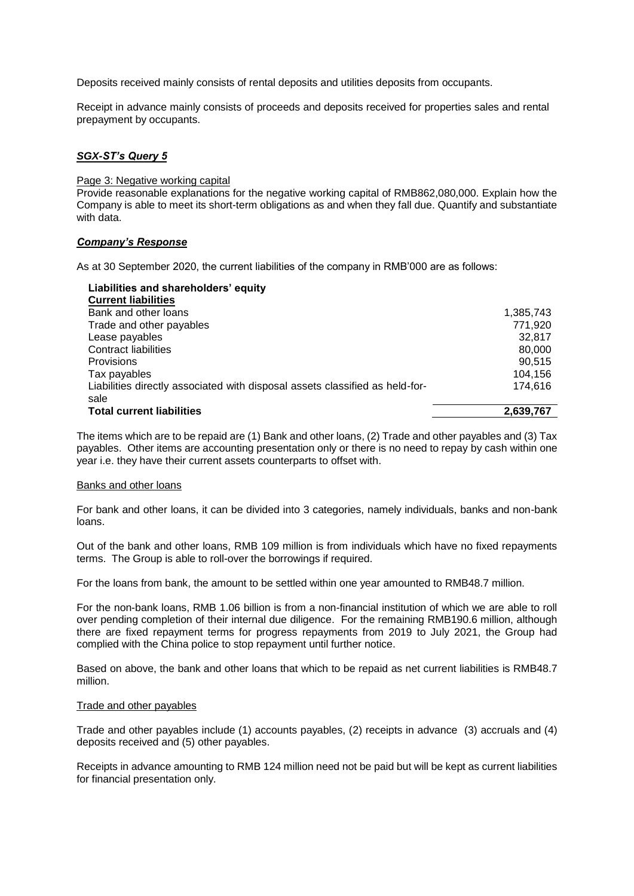Deposits received mainly consists of rental deposits and utilities deposits from occupants.

Receipt in advance mainly consists of proceeds and deposits received for properties sales and rental prepayment by occupants.

***SGX-ST's Query 5***

Page 3: Negative working capital

Provide reasonable explanations for the negative working capital of RMB862,080,000. Explain how the Company is able to meet its short-term obligations as and when they fall due. Quantify and substantiate with data.

***Company's Response***

As at 30 September 2020, the current liabilities of the company in RMB'000 are as follows:

| **Liabilities and shareholders' equity** | |
|---|---|
| **Current liabilities** | |
| Bank and other loans | 1,385,743 |
| Trade and other payables | 771,920 |
| Lease payables | 32,817 |
| Contract liabilities | 80,000 |
| Provisions | 90,515 |
| Tax payables | 104,156 |
| Liabilities directly associated with disposal assets classified as held-for-sale | 174,616 |
| **Total current liabilities** | **2,639,767** |

The items which are to be repaid are (1) Bank and other loans, (2) Trade and other payables and (3) Tax payables. Other items are accounting presentation only or there is no need to repay by cash within one year i.e. they have their current assets counterparts to offset with.

Banks and other loans

For bank and other loans, it can be divided into 3 categories, namely individuals, banks and non-bank loans.

Out of the bank and other loans, RMB 109 million is from individuals which have no fixed repayments terms. The Group is able to roll-over the borrowings if required.

For the loans from bank, the amount to be settled within one year amounted to RMB48.7 million.

For the non-bank loans, RMB 1.06 billion is from a non-financial institution of which we are able to roll over pending completion of their internal due diligence. For the remaining RMB190.6 million, although there are fixed repayment terms for progress repayments from 2019 to July 2021, the Group had complied with the China police to stop repayment until further notice.

Based on above, the bank and other loans that which to be repaid as net current liabilities is RMB48.7 million.

Trade and other payables

Trade and other payables include (1) accounts payables, (2) receipts in advance (3) accruals and (4) deposits received and (5) other payables.

Receipts in advance amounting to RMB 124 million need not be paid but will be kept as current liabilities for financial presentation only.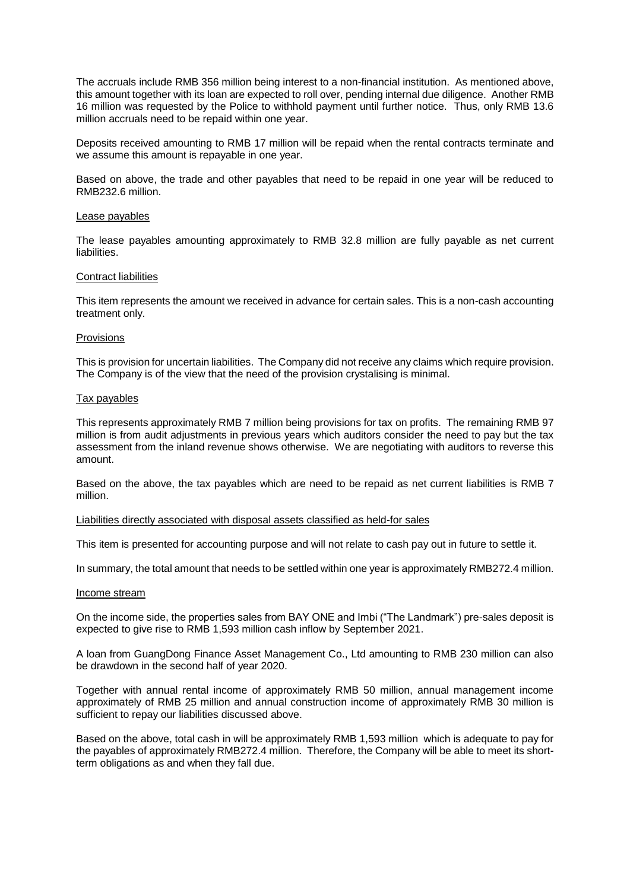The accruals include RMB 356 million being interest to a non-financial institution. As mentioned above, this amount together with its loan are expected to roll over, pending internal due diligence. Another RMB 16 million was requested by the Police to withhold payment until further notice. Thus, only RMB 13.6 million accruals need to be repaid within one year.

Deposits received amounting to RMB 17 million will be repaid when the rental contracts terminate and we assume this amount is repayable in one year.

Based on above, the trade and other payables that need to be repaid in one year will be reduced to RMB232.6 million.

Lease payables

The lease payables amounting approximately to RMB 32.8 million are fully payable as net current liabilities.

Contract liabilities

This item represents the amount we received in advance for certain sales. This is a non-cash accounting treatment only.

Provisions

This is provision for uncertain liabilities. The Company did not receive any claims which require provision. The Company is of the view that the need of the provision crystalising is minimal.

Tax payables

This represents approximately RMB 7 million being provisions for tax on profits. The remaining RMB 97 million is from audit adjustments in previous years which auditors consider the need to pay but the tax assessment from the inland revenue shows otherwise. We are negotiating with auditors to reverse this amount.

Based on the above, the tax payables which are need to be repaid as net current liabilities is RMB 7 million.

Liabilities directly associated with disposal assets classified as held-for sales

This item is presented for accounting purpose and will not relate to cash pay out in future to settle it.

In summary, the total amount that needs to be settled within one year is approximately RMB272.4 million.

Income stream

On the income side, the properties sales from BAY ONE and Imbi ("The Landmark") pre-sales deposit is expected to give rise to RMB 1,593 million cash inflow by September 2021.

A loan from GuangDong Finance Asset Management Co., Ltd amounting to RMB 230 million can also be drawdown in the second half of year 2020.

Together with annual rental income of approximately RMB 50 million, annual management income approximately of RMB 25 million and annual construction income of approximately RMB 30 million is sufficient to repay our liabilities discussed above.

Based on the above, total cash in will be approximately RMB 1,593 million which is adequate to pay for the payables of approximately RMB272.4 million. Therefore, the Company will be able to meet its short-term obligations as and when they fall due.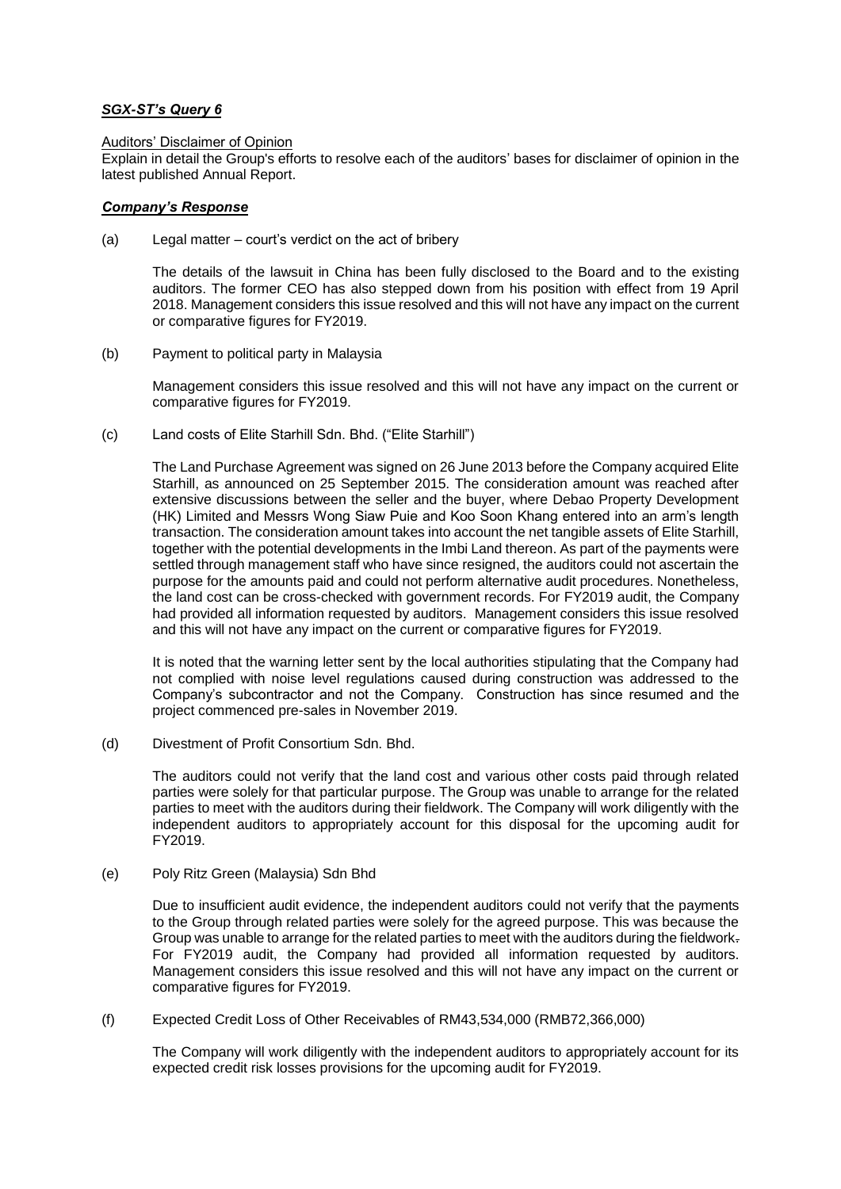***SGX-ST's Query 6***

Auditors' Disclaimer of Opinion

Explain in detail the Group's efforts to resolve each of the auditors' bases for disclaimer of opinion in the latest published Annual Report.

***Company's Response***

(a) Legal matter – court's verdict on the act of bribery

The details of the lawsuit in China has been fully disclosed to the Board and to the existing auditors. The former CEO has also stepped down from his position with effect from 19 April 2018. Management considers this issue resolved and this will not have any impact on the current or comparative figures for FY2019.

(b) Payment to political party in Malaysia

Management considers this issue resolved and this will not have any impact on the current or comparative figures for FY2019.

(c) Land costs of Elite Starhill Sdn. Bhd. ("Elite Starhill")

The Land Purchase Agreement was signed on 26 June 2013 before the Company acquired Elite Starhill, as announced on 25 September 2015. The consideration amount was reached after extensive discussions between the seller and the buyer, where Debao Property Development (HK) Limited and Messrs Wong Siaw Puie and Koo Soon Khang entered into an arm's length transaction. The consideration amount takes into account the net tangible assets of Elite Starhill, together with the potential developments in the Imbi Land thereon. As part of the payments were settled through management staff who have since resigned, the auditors could not ascertain the purpose for the amounts paid and could not perform alternative audit procedures. Nonetheless, the land cost can be cross-checked with government records. For FY2019 audit, the Company had provided all information requested by auditors. Management considers this issue resolved and this will not have any impact on the current or comparative figures for FY2019.

It is noted that the warning letter sent by the local authorities stipulating that the Company had not complied with noise level regulations caused during construction was addressed to the Company's subcontractor and not the Company. Construction has since resumed and the project commenced pre-sales in November 2019.

(d) Divestment of Profit Consortium Sdn. Bhd.

The auditors could not verify that the land cost and various other costs paid through related parties were solely for that particular purpose. The Group was unable to arrange for the related parties to meet with the auditors during their fieldwork. The Company will work diligently with the independent auditors to appropriately account for this disposal for the upcoming audit for FY2019.

(e) Poly Ritz Green (Malaysia) Sdn Bhd

Due to insufficient audit evidence, the independent auditors could not verify that the payments to the Group through related parties were solely for the agreed purpose. This was because the Group was unable to arrange for the related parties to meet with the auditors during the fieldwork. For FY2019 audit, the Company had provided all information requested by auditors. Management considers this issue resolved and this will not have any impact on the current or comparative figures for FY2019.

(f) Expected Credit Loss of Other Receivables of RM43,534,000 (RMB72,366,000)

The Company will work diligently with the independent auditors to appropriately account for its expected credit risk losses provisions for the upcoming audit for FY2019.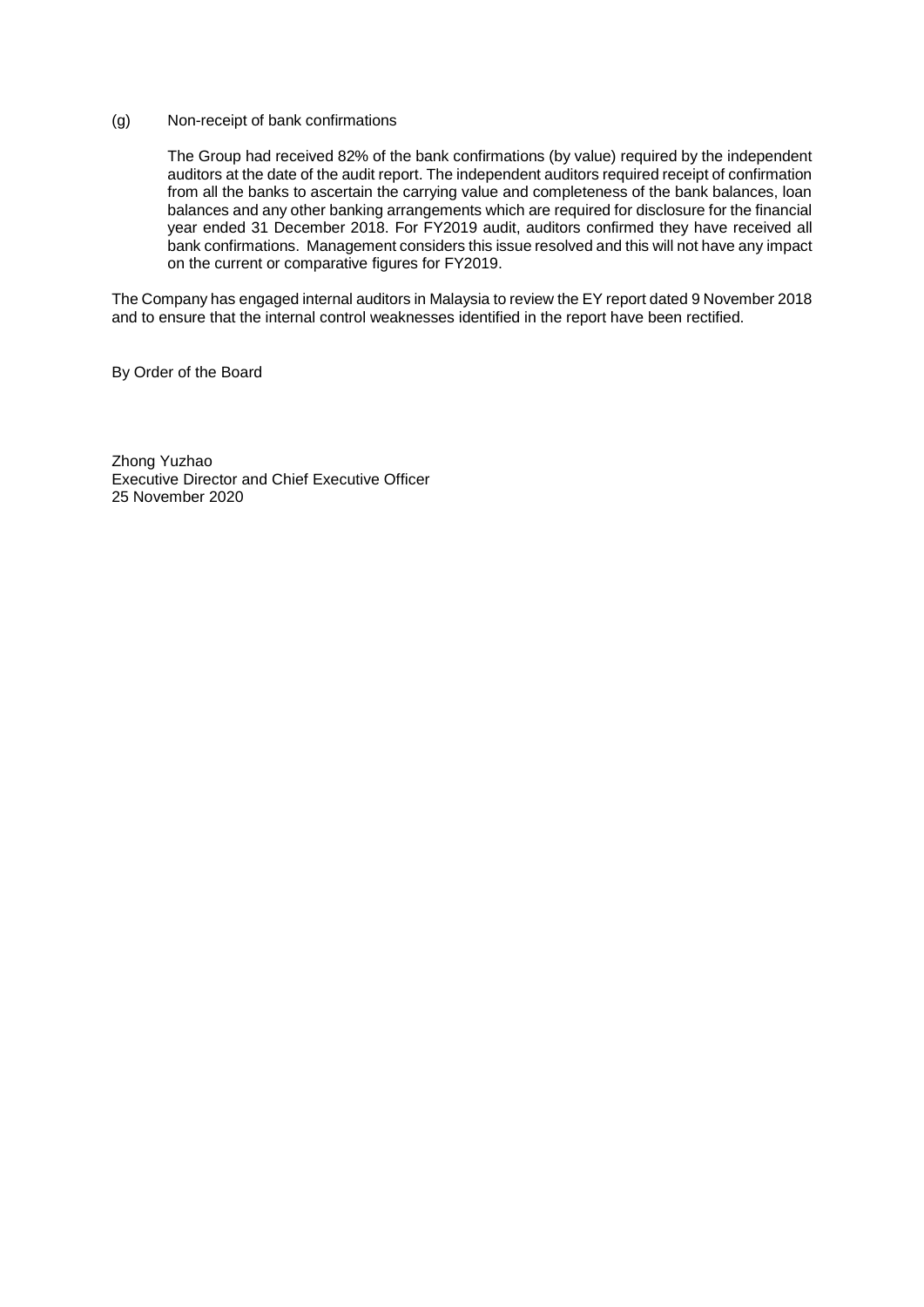(g) Non-receipt of bank confirmations

The Group had received 82% of the bank confirmations (by value) required by the independent auditors at the date of the audit report. The independent auditors required receipt of confirmation from all the banks to ascertain the carrying value and completeness of the bank balances, loan balances and any other banking arrangements which are required for disclosure for the financial year ended 31 December 2018. For FY2019 audit, auditors confirmed they have received all bank confirmations. Management considers this issue resolved and this will not have any impact on the current or comparative figures for FY2019.

The Company has engaged internal auditors in Malaysia to review the EY report dated 9 November 2018 and to ensure that the internal control weaknesses identified in the report have been rectified.

By Order of the Board

Zhong Yuzhao
Executive Director and Chief Executive Officer
25 November 2020